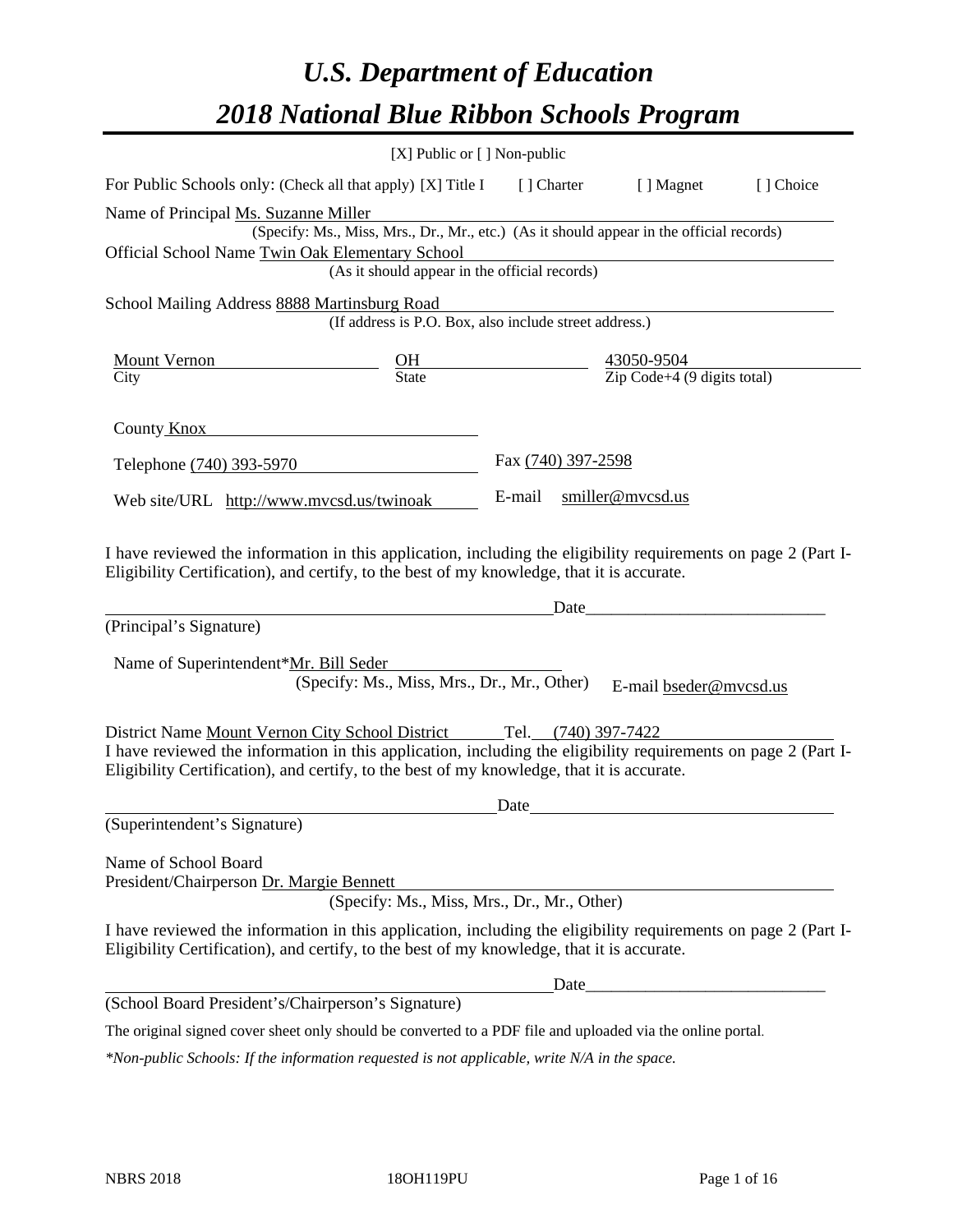# *U.S. Department of Education*

# *2018 National Blue Ribbon Schools Program*

[X] Public or [ ] Non-public

For Public Schools only: (Check all that apply) [X] Title I [ ] Charter [ ] Magnet [ ] Choice

Name of Principal Ms. Suzanne Miller
(Specify: Ms., Miss, Mrs., Dr., Mr., etc.) (As it should appear in the official records)

Official School Name Twin Oak Elementary School
(As it should appear in the official records)

School Mailing Address 8888 Martinsburg Road
(If address is P.O. Box, also include street address.)

| Mount Vernon | OH | 43050-9504 |
|---|---|---|
| City | State | Zip Code+4 (9 digits total) |

County Knox

Telephone (740) 393-5970 Fax (740) 397-2598

Web site/URL http://www.mvcsd.us/twinoak E-mail smiller@mvcsd.us

I have reviewed the information in this application, including the eligibility requirements on page 2 (Part I-Eligibility Certification), and certify, to the best of my knowledge, that it is accurate.

_______________________________________________ Date___________________________

(Principal's Signature)

Name of Superintendent*Mr. Bill Seder
(Specify: Ms., Miss, Mrs., Dr., Mr., Other) E-mail bseder@mvcsd.us

District Name Mount Vernon City School District Tel. (740) 397-7422

I have reviewed the information in this application, including the eligibility requirements on page 2 (Part I-Eligibility Certification), and certify, to the best of my knowledge, that it is accurate.

_______________________________________________ Date___________________________

(Superintendent's Signature)

Name of School Board
President/Chairperson Dr. Margie Bennett
(Specify: Ms., Miss, Mrs., Dr., Mr., Other)

I have reviewed the information in this application, including the eligibility requirements on page 2 (Part I-Eligibility Certification), and certify, to the best of my knowledge, that it is accurate.

_______________________________________________ Date___________________________

(School Board President's/Chairperson's Signature)

The original signed cover sheet only should be converted to a PDF file and uploaded via the online portal.

*\*Non-public Schools: If the information requested is not applicable, write N/A in the space.*

NBRS 2018 18OH119PU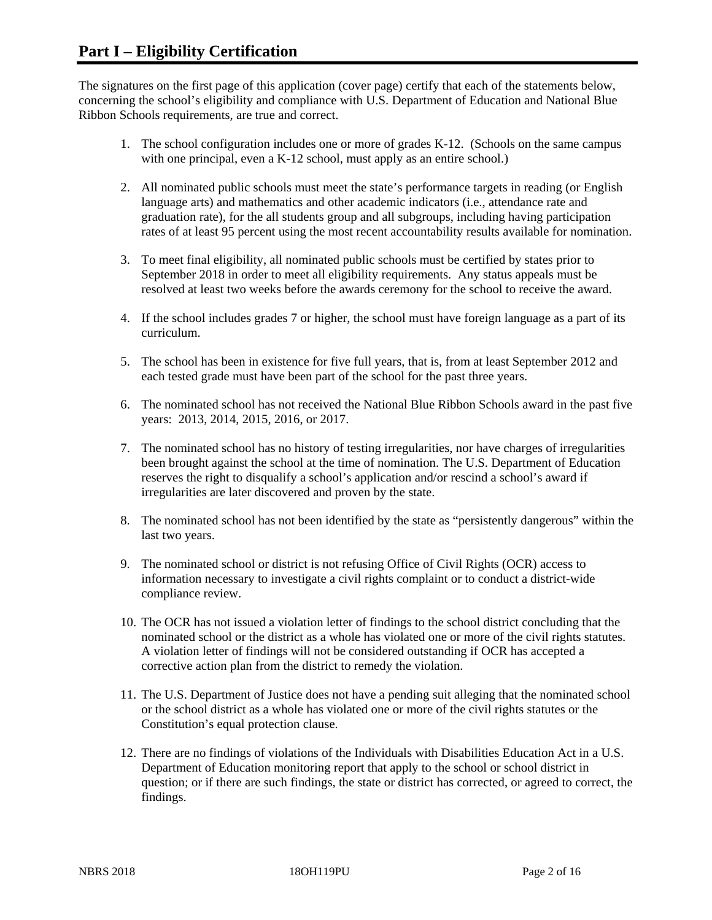# Part I – Eligibility Certification

The signatures on the first page of this application (cover page) certify that each of the statements below, concerning the school's eligibility and compliance with U.S. Department of Education and National Blue Ribbon Schools requirements, are true and correct.

1. The school configuration includes one or more of grades K-12. (Schools on the same campus with one principal, even a K-12 school, must apply as an entire school.)

2. All nominated public schools must meet the state's performance targets in reading (or English language arts) and mathematics and other academic indicators (i.e., attendance rate and graduation rate), for the all students group and all subgroups, including having participation rates of at least 95 percent using the most recent accountability results available for nomination.

3. To meet final eligibility, all nominated public schools must be certified by states prior to September 2018 in order to meet all eligibility requirements. Any status appeals must be resolved at least two weeks before the awards ceremony for the school to receive the award.

4. If the school includes grades 7 or higher, the school must have foreign language as a part of its curriculum.

5. The school has been in existence for five full years, that is, from at least September 2012 and each tested grade must have been part of the school for the past three years.

6. The nominated school has not received the National Blue Ribbon Schools award in the past five years: 2013, 2014, 2015, 2016, or 2017.

7. The nominated school has no history of testing irregularities, nor have charges of irregularities been brought against the school at the time of nomination. The U.S. Department of Education reserves the right to disqualify a school's application and/or rescind a school's award if irregularities are later discovered and proven by the state.

8. The nominated school has not been identified by the state as "persistently dangerous" within the last two years.

9. The nominated school or district is not refusing Office of Civil Rights (OCR) access to information necessary to investigate a civil rights complaint or to conduct a district-wide compliance review.

10. The OCR has not issued a violation letter of findings to the school district concluding that the nominated school or the district as a whole has violated one or more of the civil rights statutes. A violation letter of findings will not be considered outstanding if OCR has accepted a corrective action plan from the district to remedy the violation.

11. The U.S. Department of Justice does not have a pending suit alleging that the nominated school or the school district as a whole has violated one or more of the civil rights statutes or the Constitution's equal protection clause.

12. There are no findings of violations of the Individuals with Disabilities Education Act in a U.S. Department of Education monitoring report that apply to the school or school district in question; or if there are such findings, the state or district has corrected, or agreed to correct, the findings.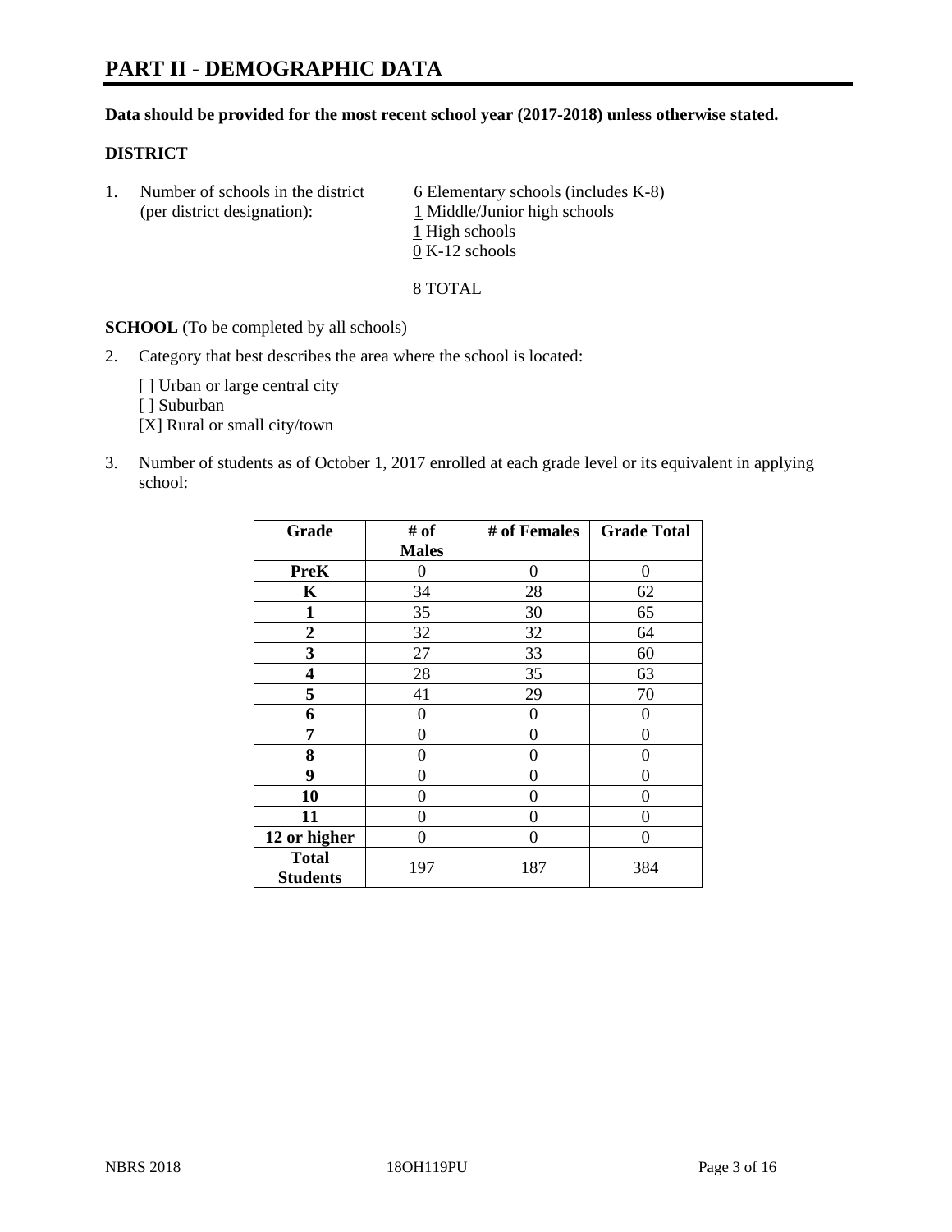# PART II - DEMOGRAPHIC DATA

**Data should be provided for the most recent school year (2017-2018) unless otherwise stated.**

**DISTRICT**

1. Number of schools in the district (per district designation):
   6 Elementary schools (includes K-8)
   1 Middle/Junior high schools
   1 High schools
   0 K-12 schools

   8 TOTAL

**SCHOOL** (To be completed by all schools)

2. Category that best describes the area where the school is located:

   [ ] Urban or large central city
   [ ] Suburban
   [X] Rural or small city/town

3. Number of students as of October 1, 2017 enrolled at each grade level or its equivalent in applying school:

| Grade | # of Males | # of Females | Grade Total |
|---|---|---|---|
| **PreK** | 0 | 0 | 0 |
| **K** | 34 | 28 | 62 |
| **1** | 35 | 30 | 65 |
| **2** | 32 | 32 | 64 |
| **3** | 27 | 33 | 60 |
| **4** | 28 | 35 | 63 |
| **5** | 41 | 29 | 70 |
| **6** | 0 | 0 | 0 |
| **7** | 0 | 0 | 0 |
| **8** | 0 | 0 | 0 |
| **9** | 0 | 0 | 0 |
| **10** | 0 | 0 | 0 |
| **11** | 0 | 0 | 0 |
| **12 or higher** | 0 | 0 | 0 |
| **Total Students** | 197 | 187 | 384 |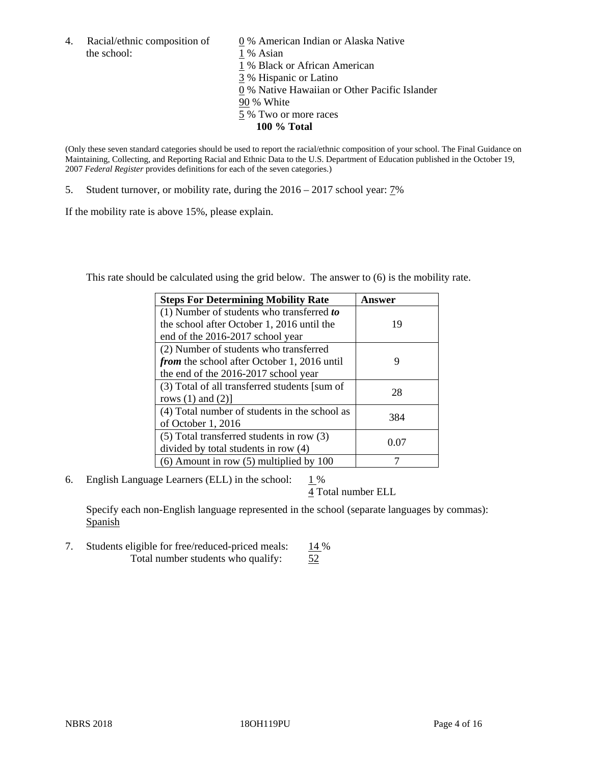4. Racial/ethnic composition of the school:

0 % American Indian or Alaska Native
1 % Asian
1 % Black or African American
3 % Hispanic or Latino
0 % Native Hawaiian or Other Pacific Islander
90 % White
5 % Two or more races
**100 % Total**

(Only these seven standard categories should be used to report the racial/ethnic composition of your school. The Final Guidance on Maintaining, Collecting, and Reporting Racial and Ethnic Data to the U.S. Department of Education published in the October 19, 2007 *Federal Register* provides definitions for each of the seven categories.)

5. Student turnover, or mobility rate, during the 2016 – 2017 school year: 7%

If the mobility rate is above 15%, please explain.

This rate should be calculated using the grid below. The answer to (6) is the mobility rate.

| **Steps For Determining Mobility Rate** | **Answer** |
|---|---|
| (1) Number of students who transferred ***to*** the school after October 1, 2016 until the end of the 2016-2017 school year | 19 |
| (2) Number of students who transferred ***from*** the school after October 1, 2016 until the end of the 2016-2017 school year | 9 |
| (3) Total of all transferred students [sum of rows (1) and (2)] | 28 |
| (4) Total number of students in the school as of October 1, 2016 | 384 |
| (5) Total transferred students in row (3) divided by total students in row (4) | 0.07 |
| (6) Amount in row (5) multiplied by 100 | 7 |

6. English Language Learners (ELL) in the school: 1 %
4 Total number ELL

Specify each non-English language represented in the school (separate languages by commas):
Spanish

7. Students eligible for free/reduced-priced meals: 14 %
Total number students who qualify: 52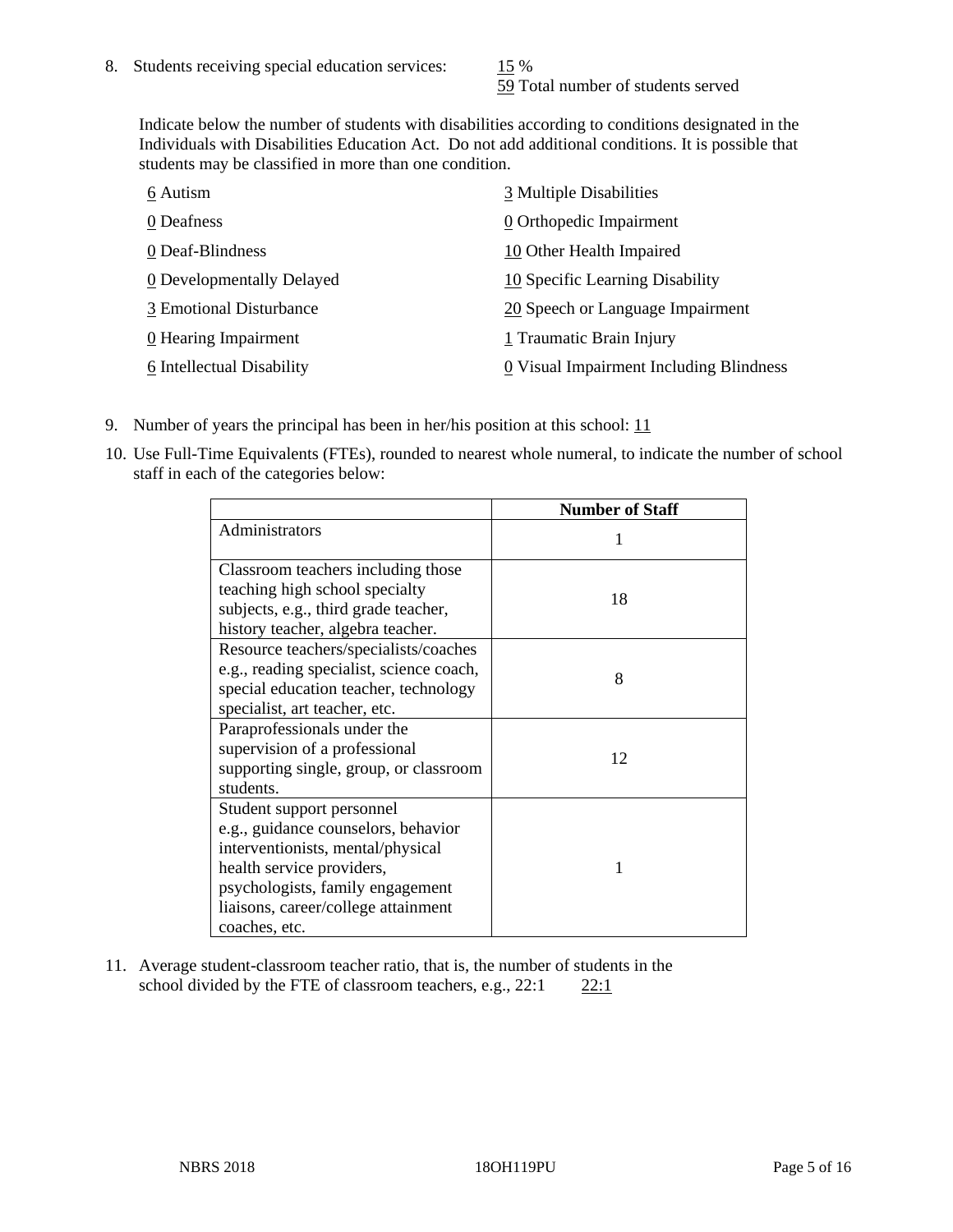8. Students receiving special education services: 15 %
   59 Total number of students served

   Indicate below the number of students with disabilities according to conditions designated in the Individuals with Disabilities Education Act. Do not add additional conditions. It is possible that students may be classified in more than one condition.

   6 Autism
   0 Deafness
   0 Deaf-Blindness
   0 Developmentally Delayed
   3 Emotional Disturbance
   0 Hearing Impairment
   6 Intellectual Disability
   3 Multiple Disabilities
   0 Orthopedic Impairment
   10 Other Health Impaired
   10 Specific Learning Disability
   20 Speech or Language Impairment
   1 Traumatic Brain Injury
   0 Visual Impairment Including Blindness

9. Number of years the principal has been in her/his position at this school: 11

10. Use Full-Time Equivalents (FTEs), rounded to nearest whole numeral, to indicate the number of school staff in each of the categories below:

| | Number of Staff |
|---|---|
| Administrators | 1 |
| Classroom teachers including those teaching high school specialty subjects, e.g., third grade teacher, history teacher, algebra teacher. | 18 |
| Resource teachers/specialists/coaches e.g., reading specialist, science coach, special education teacher, technology specialist, art teacher, etc. | 8 |
| Paraprofessionals under the supervision of a professional supporting single, group, or classroom students. | 12 |
| Student support personnel e.g., guidance counselors, behavior interventionists, mental/physical health service providers, psychologists, family engagement liaisons, career/college attainment coaches, etc. | 1 |

11. Average student-classroom teacher ratio, that is, the number of students in the school divided by the FTE of classroom teachers, e.g., 22:1 22:1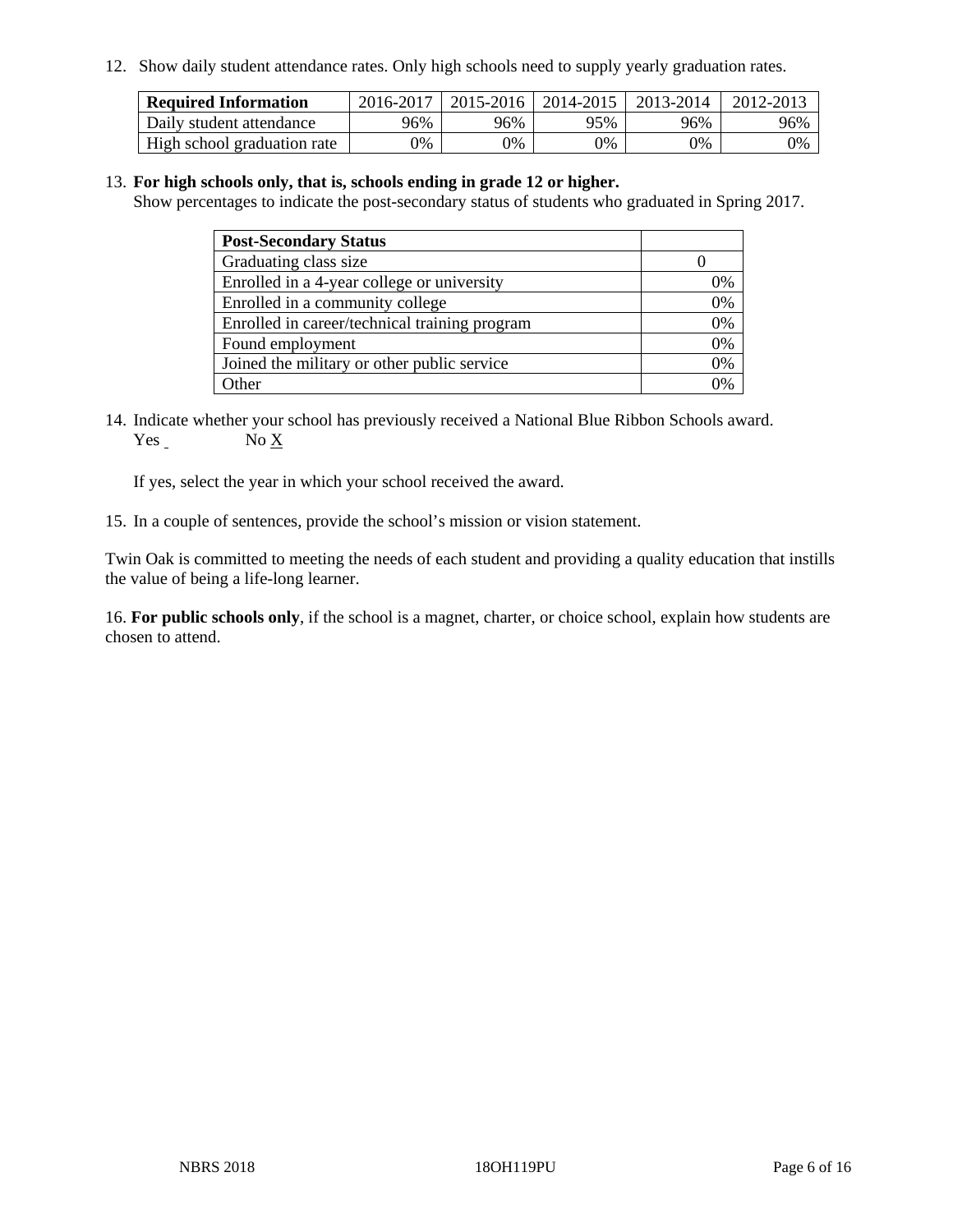12. Show daily student attendance rates. Only high schools need to supply yearly graduation rates.

| Required Information | 2016-2017 | 2015-2016 | 2014-2015 | 2013-2014 | 2012-2013 |
|---|---|---|---|---|---|
| Daily student attendance | 96% | 96% | 95% | 96% | 96% |
| High school graduation rate | 0% | 0% | 0% | 0% | 0% |

13. **For high schools only, that is, schools ending in grade 12 or higher.**
Show percentages to indicate the post-secondary status of students who graduated in Spring 2017.

| Post-Secondary Status | |
|---|---|
| Graduating class size | 0 |
| Enrolled in a 4-year college or university | 0% |
| Enrolled in a community college | 0% |
| Enrolled in career/technical training program | 0% |
| Found employment | 0% |
| Joined the military or other public service | 0% |
| Other | 0% |

14. Indicate whether your school has previously received a National Blue Ribbon Schools award.
Yes _ No X

If yes, select the year in which your school received the award.

15. In a couple of sentences, provide the school's mission or vision statement.

Twin Oak is committed to meeting the needs of each student and providing a quality education that instills the value of being a life-long learner.

16. **For public schools only**, if the school is a magnet, charter, or choice school, explain how students are chosen to attend.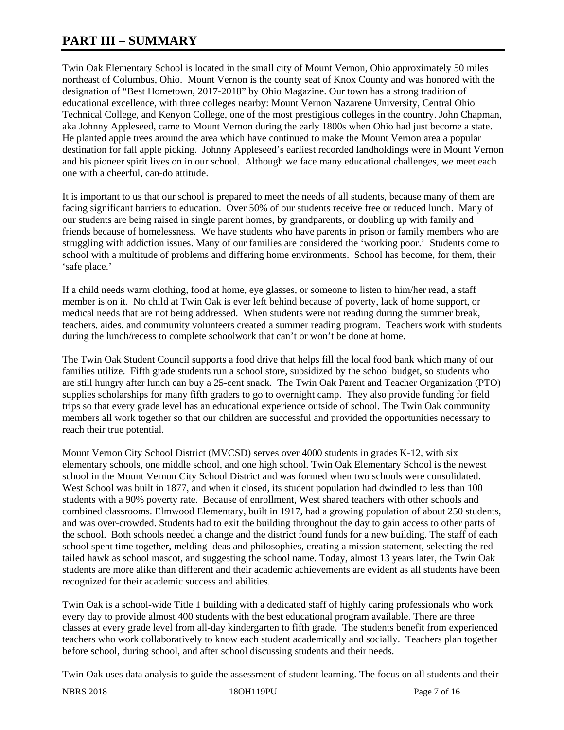# PART III – SUMMARY

Twin Oak Elementary School is located in the small city of Mount Vernon, Ohio approximately 50 miles northeast of Columbus, Ohio. Mount Vernon is the county seat of Knox County and was honored with the designation of "Best Hometown, 2017-2018" by Ohio Magazine. Our town has a strong tradition of educational excellence, with three colleges nearby: Mount Vernon Nazarene University, Central Ohio Technical College, and Kenyon College, one of the most prestigious colleges in the country. John Chapman, aka Johnny Appleseed, came to Mount Vernon during the early 1800s when Ohio had just become a state. He planted apple trees around the area which have continued to make the Mount Vernon area a popular destination for fall apple picking. Johnny Appleseed's earliest recorded landholdings were in Mount Vernon and his pioneer spirit lives on in our school. Although we face many educational challenges, we meet each one with a cheerful, can-do attitude.

It is important to us that our school is prepared to meet the needs of all students, because many of them are facing significant barriers to education. Over 50% of our students receive free or reduced lunch. Many of our students are being raised in single parent homes, by grandparents, or doubling up with family and friends because of homelessness. We have students who have parents in prison or family members who are struggling with addiction issues. Many of our families are considered the 'working poor.' Students come to school with a multitude of problems and differing home environments. School has become, for them, their 'safe place.'

If a child needs warm clothing, food at home, eye glasses, or someone to listen to him/her read, a staff member is on it. No child at Twin Oak is ever left behind because of poverty, lack of home support, or medical needs that are not being addressed. When students were not reading during the summer break, teachers, aides, and community volunteers created a summer reading program. Teachers work with students during the lunch/recess to complete schoolwork that can't or won't be done at home.

The Twin Oak Student Council supports a food drive that helps fill the local food bank which many of our families utilize. Fifth grade students run a school store, subsidized by the school budget, so students who are still hungry after lunch can buy a 25-cent snack. The Twin Oak Parent and Teacher Organization (PTO) supplies scholarships for many fifth graders to go to overnight camp. They also provide funding for field trips so that every grade level has an educational experience outside of school. The Twin Oak community members all work together so that our children are successful and provided the opportunities necessary to reach their true potential.

Mount Vernon City School District (MVCSD) serves over 4000 students in grades K-12, with six elementary schools, one middle school, and one high school. Twin Oak Elementary School is the newest school in the Mount Vernon City School District and was formed when two schools were consolidated. West School was built in 1877, and when it closed, its student population had dwindled to less than 100 students with a 90% poverty rate. Because of enrollment, West shared teachers with other schools and combined classrooms. Elmwood Elementary, built in 1917, had a growing population of about 250 students, and was over-crowded. Students had to exit the building throughout the day to gain access to other parts of the school. Both schools needed a change and the district found funds for a new building. The staff of each school spent time together, melding ideas and philosophies, creating a mission statement, selecting the red-tailed hawk as school mascot, and suggesting the school name. Today, almost 13 years later, the Twin Oak students are more alike than different and their academic achievements are evident as all students have been recognized for their academic success and abilities.

Twin Oak is a school-wide Title 1 building with a dedicated staff of highly caring professionals who work every day to provide almost 400 students with the best educational program available. There are three classes at every grade level from all-day kindergarten to fifth grade. The students benefit from experienced teachers who work collaboratively to know each student academically and socially. Teachers plan together before school, during school, and after school discussing students and their needs.

Twin Oak uses data analysis to guide the assessment of student learning. The focus on all students and their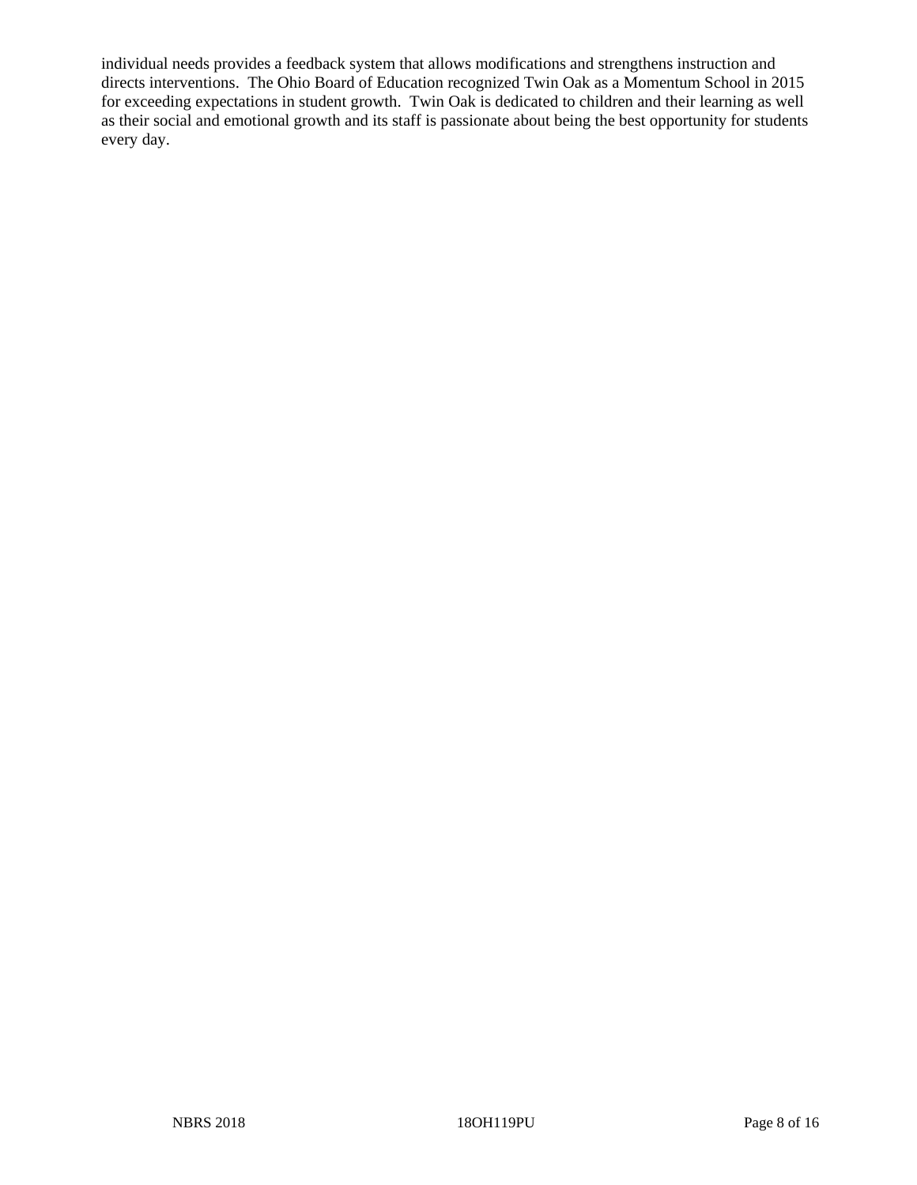individual needs provides a feedback system that allows modifications and strengthens instruction and directs interventions. The Ohio Board of Education recognized Twin Oak as a Momentum School in 2015 for exceeding expectations in student growth. Twin Oak is dedicated to children and their learning as well as their social and emotional growth and its staff is passionate about being the best opportunity for students every day.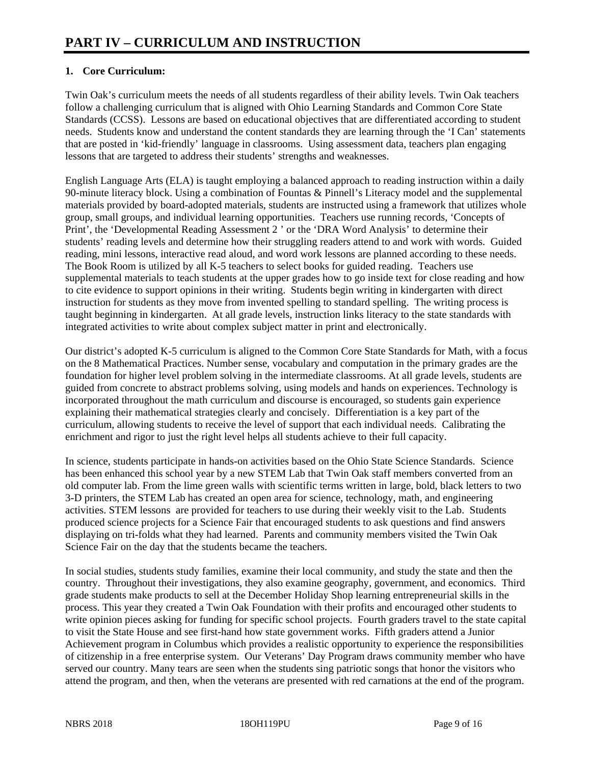# PART IV – CURRICULUM AND INSTRUCTION

## 1. Core Curriculum:

Twin Oak's curriculum meets the needs of all students regardless of their ability levels. Twin Oak teachers follow a challenging curriculum that is aligned with Ohio Learning Standards and Common Core State Standards (CCSS). Lessons are based on educational objectives that are differentiated according to student needs. Students know and understand the content standards they are learning through the 'I Can' statements that are posted in 'kid-friendly' language in classrooms. Using assessment data, teachers plan engaging lessons that are targeted to address their students' strengths and weaknesses.

English Language Arts (ELA) is taught employing a balanced approach to reading instruction within a daily 90-minute literacy block. Using a combination of Fountas & Pinnell's Literacy model and the supplemental materials provided by board-adopted materials, students are instructed using a framework that utilizes whole group, small groups, and individual learning opportunities. Teachers use running records, 'Concepts of Print', the 'Developmental Reading Assessment 2 ' or the 'DRA Word Analysis' to determine their students' reading levels and determine how their struggling readers attend to and work with words. Guided reading, mini lessons, interactive read aloud, and word work lessons are planned according to these needs. The Book Room is utilized by all K-5 teachers to select books for guided reading. Teachers use supplemental materials to teach students at the upper grades how to go inside text for close reading and how to cite evidence to support opinions in their writing. Students begin writing in kindergarten with direct instruction for students as they move from invented spelling to standard spelling. The writing process is taught beginning in kindergarten. At all grade levels, instruction links literacy to the state standards with integrated activities to write about complex subject matter in print and electronically.

Our district's adopted K-5 curriculum is aligned to the Common Core State Standards for Math, with a focus on the 8 Mathematical Practices. Number sense, vocabulary and computation in the primary grades are the foundation for higher level problem solving in the intermediate classrooms. At all grade levels, students are guided from concrete to abstract problems solving, using models and hands on experiences. Technology is incorporated throughout the math curriculum and discourse is encouraged, so students gain experience explaining their mathematical strategies clearly and concisely. Differentiation is a key part of the curriculum, allowing students to receive the level of support that each individual needs. Calibrating the enrichment and rigor to just the right level helps all students achieve to their full capacity.

In science, students participate in hands-on activities based on the Ohio State Science Standards. Science has been enhanced this school year by a new STEM Lab that Twin Oak staff members converted from an old computer lab. From the lime green walls with scientific terms written in large, bold, black letters to two 3-D printers, the STEM Lab has created an open area for science, technology, math, and engineering activities. STEM lessons are provided for teachers to use during their weekly visit to the Lab. Students produced science projects for a Science Fair that encouraged students to ask questions and find answers displaying on tri-folds what they had learned. Parents and community members visited the Twin Oak Science Fair on the day that the students became the teachers.

In social studies, students study families, examine their local community, and study the state and then the country. Throughout their investigations, they also examine geography, government, and economics. Third grade students make products to sell at the December Holiday Shop learning entrepreneurial skills in the process. This year they created a Twin Oak Foundation with their profits and encouraged other students to write opinion pieces asking for funding for specific school projects. Fourth graders travel to the state capital to visit the State House and see first-hand how state government works. Fifth graders attend a Junior Achievement program in Columbus which provides a realistic opportunity to experience the responsibilities of citizenship in a free enterprise system. Our Veterans' Day Program draws community member who have served our country. Many tears are seen when the students sing patriotic songs that honor the visitors who attend the program, and then, when the veterans are presented with red carnations at the end of the program.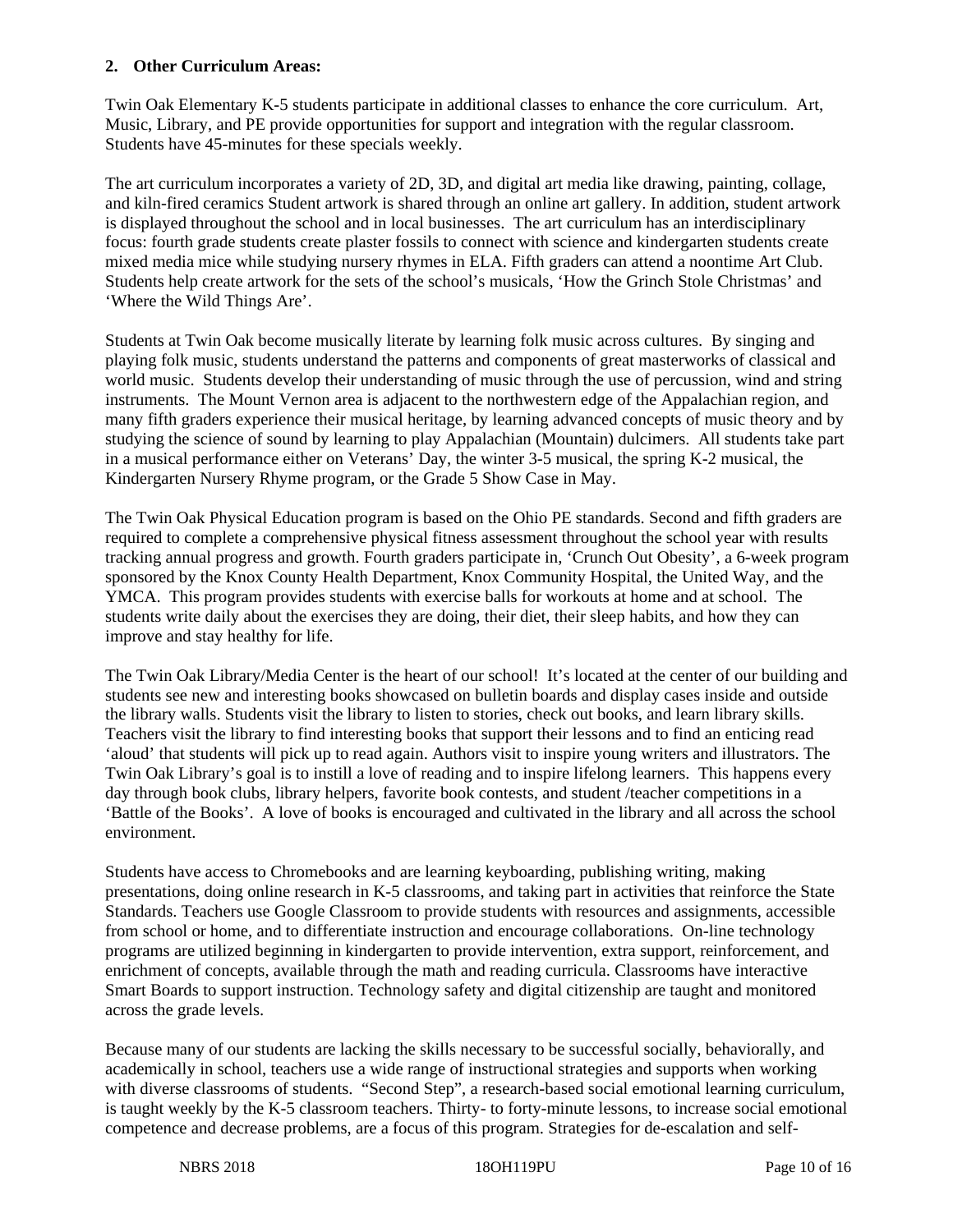**2. Other Curriculum Areas:**

Twin Oak Elementary K-5 students participate in additional classes to enhance the core curriculum. Art, Music, Library, and PE provide opportunities for support and integration with the regular classroom. Students have 45-minutes for these specials weekly.

The art curriculum incorporates a variety of 2D, 3D, and digital art media like drawing, painting, collage, and kiln-fired ceramics Student artwork is shared through an online art gallery. In addition, student artwork is displayed throughout the school and in local businesses. The art curriculum has an interdisciplinary focus: fourth grade students create plaster fossils to connect with science and kindergarten students create mixed media mice while studying nursery rhymes in ELA. Fifth graders can attend a noontime Art Club. Students help create artwork for the sets of the school's musicals, 'How the Grinch Stole Christmas' and 'Where the Wild Things Are'.

Students at Twin Oak become musically literate by learning folk music across cultures. By singing and playing folk music, students understand the patterns and components of great masterworks of classical and world music. Students develop their understanding of music through the use of percussion, wind and string instruments. The Mount Vernon area is adjacent to the northwestern edge of the Appalachian region, and many fifth graders experience their musical heritage, by learning advanced concepts of music theory and by studying the science of sound by learning to play Appalachian (Mountain) dulcimers. All students take part in a musical performance either on Veterans' Day, the winter 3-5 musical, the spring K-2 musical, the Kindergarten Nursery Rhyme program, or the Grade 5 Show Case in May.

The Twin Oak Physical Education program is based on the Ohio PE standards. Second and fifth graders are required to complete a comprehensive physical fitness assessment throughout the school year with results tracking annual progress and growth. Fourth graders participate in, 'Crunch Out Obesity', a 6-week program sponsored by the Knox County Health Department, Knox Community Hospital, the United Way, and the YMCA. This program provides students with exercise balls for workouts at home and at school. The students write daily about the exercises they are doing, their diet, their sleep habits, and how they can improve and stay healthy for life.

The Twin Oak Library/Media Center is the heart of our school! It's located at the center of our building and students see new and interesting books showcased on bulletin boards and display cases inside and outside the library walls. Students visit the library to listen to stories, check out books, and learn library skills. Teachers visit the library to find interesting books that support their lessons and to find an enticing read 'aloud' that students will pick up to read again. Authors visit to inspire young writers and illustrators. The Twin Oak Library's goal is to instill a love of reading and to inspire lifelong learners. This happens every day through book clubs, library helpers, favorite book contests, and student /teacher competitions in a 'Battle of the Books'. A love of books is encouraged and cultivated in the library and all across the school environment.

Students have access to Chromebooks and are learning keyboarding, publishing writing, making presentations, doing online research in K-5 classrooms, and taking part in activities that reinforce the State Standards. Teachers use Google Classroom to provide students with resources and assignments, accessible from school or home, and to differentiate instruction and encourage collaborations. On-line technology programs are utilized beginning in kindergarten to provide intervention, extra support, reinforcement, and enrichment of concepts, available through the math and reading curricula. Classrooms have interactive Smart Boards to support instruction. Technology safety and digital citizenship are taught and monitored across the grade levels.

Because many of our students are lacking the skills necessary to be successful socially, behaviorally, and academically in school, teachers use a wide range of instructional strategies and supports when working with diverse classrooms of students. "Second Step", a research-based social emotional learning curriculum, is taught weekly by the K-5 classroom teachers. Thirty- to forty-minute lessons, to increase social emotional competence and decrease problems, are a focus of this program. Strategies for de-escalation and self-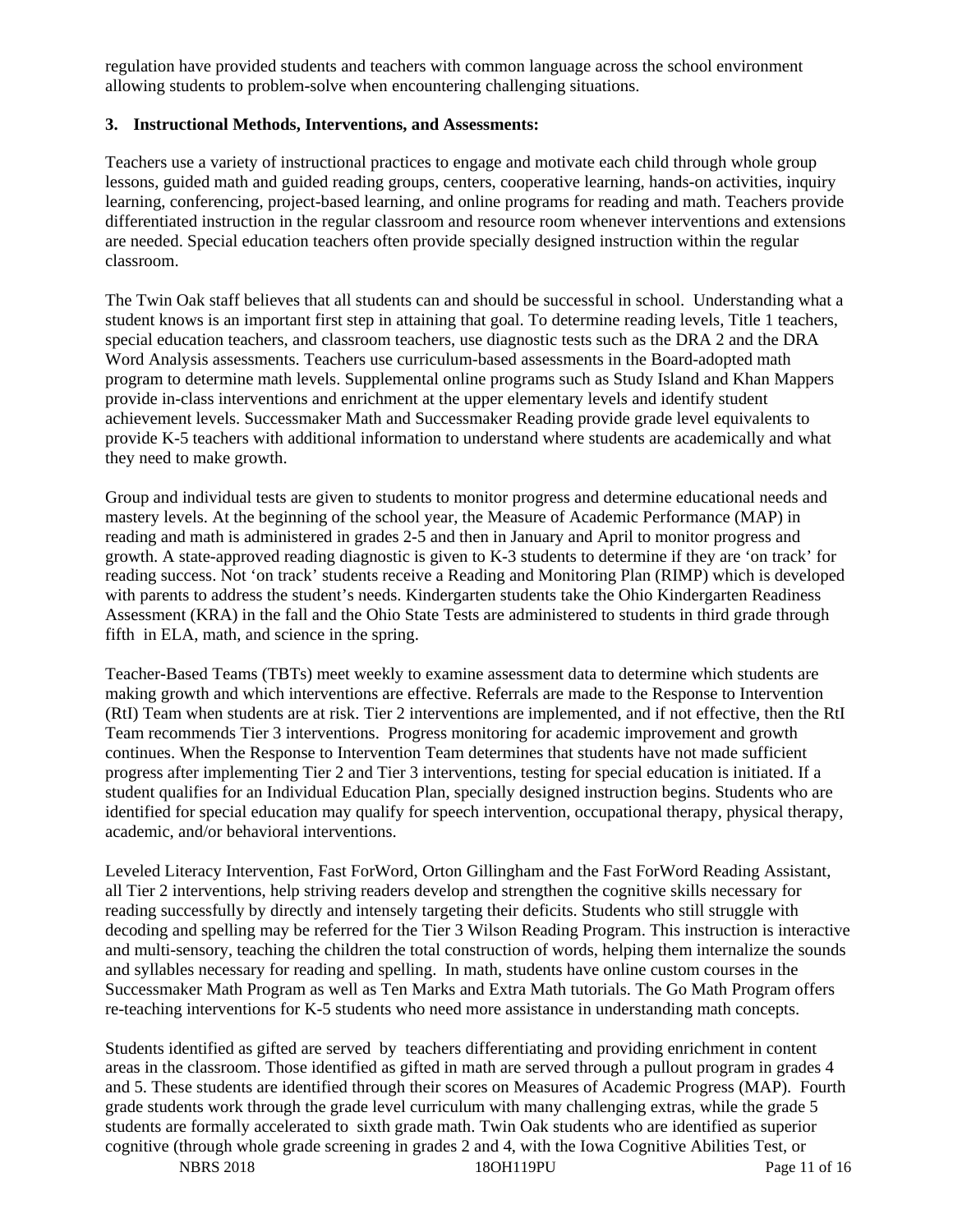regulation have provided students and teachers with common language across the school environment allowing students to problem-solve when encountering challenging situations.

### 3. Instructional Methods, Interventions, and Assessments:

Teachers use a variety of instructional practices to engage and motivate each child through whole group lessons, guided math and guided reading groups, centers, cooperative learning, hands-on activities, inquiry learning, conferencing, project-based learning, and online programs for reading and math. Teachers provide differentiated instruction in the regular classroom and resource room whenever interventions and extensions are needed. Special education teachers often provide specially designed instruction within the regular classroom.

The Twin Oak staff believes that all students can and should be successful in school. Understanding what a student knows is an important first step in attaining that goal. To determine reading levels, Title 1 teachers, special education teachers, and classroom teachers, use diagnostic tests such as the DRA 2 and the DRA Word Analysis assessments. Teachers use curriculum-based assessments in the Board-adopted math program to determine math levels. Supplemental online programs such as Study Island and Khan Mappers provide in-class interventions and enrichment at the upper elementary levels and identify student achievement levels. Successmaker Math and Successmaker Reading provide grade level equivalents to provide K-5 teachers with additional information to understand where students are academically and what they need to make growth.

Group and individual tests are given to students to monitor progress and determine educational needs and mastery levels. At the beginning of the school year, the Measure of Academic Performance (MAP) in reading and math is administered in grades 2-5 and then in January and April to monitor progress and growth. A state-approved reading diagnostic is given to K-3 students to determine if they are 'on track' for reading success. Not 'on track' students receive a Reading and Monitoring Plan (RIMP) which is developed with parents to address the student's needs. Kindergarten students take the Ohio Kindergarten Readiness Assessment (KRA) in the fall and the Ohio State Tests are administered to students in third grade through fifth in ELA, math, and science in the spring.

Teacher-Based Teams (TBTs) meet weekly to examine assessment data to determine which students are making growth and which interventions are effective. Referrals are made to the Response to Intervention (RtI) Team when students are at risk. Tier 2 interventions are implemented, and if not effective, then the RtI Team recommends Tier 3 interventions. Progress monitoring for academic improvement and growth continues. When the Response to Intervention Team determines that students have not made sufficient progress after implementing Tier 2 and Tier 3 interventions, testing for special education is initiated. If a student qualifies for an Individual Education Plan, specially designed instruction begins. Students who are identified for special education may qualify for speech intervention, occupational therapy, physical therapy, academic, and/or behavioral interventions.

Leveled Literacy Intervention, Fast ForWord, Orton Gillingham and the Fast ForWord Reading Assistant, all Tier 2 interventions, help striving readers develop and strengthen the cognitive skills necessary for reading successfully by directly and intensely targeting their deficits. Students who still struggle with decoding and spelling may be referred for the Tier 3 Wilson Reading Program. This instruction is interactive and multi-sensory, teaching the children the total construction of words, helping them internalize the sounds and syllables necessary for reading and spelling. In math, students have online custom courses in the Successmaker Math Program as well as Ten Marks and Extra Math tutorials. The Go Math Program offers re-teaching interventions for K-5 students who need more assistance in understanding math concepts.

Students identified as gifted are served by teachers differentiating and providing enrichment in content areas in the classroom. Those identified as gifted in math are served through a pullout program in grades 4 and 5. These students are identified through their scores on Measures of Academic Progress (MAP). Fourth grade students work through the grade level curriculum with many challenging extras, while the grade 5 students are formally accelerated to sixth grade math. Twin Oak students who are identified as superior cognitive (through whole grade screening in grades 2 and 4, with the Iowa Cognitive Abilities Test, or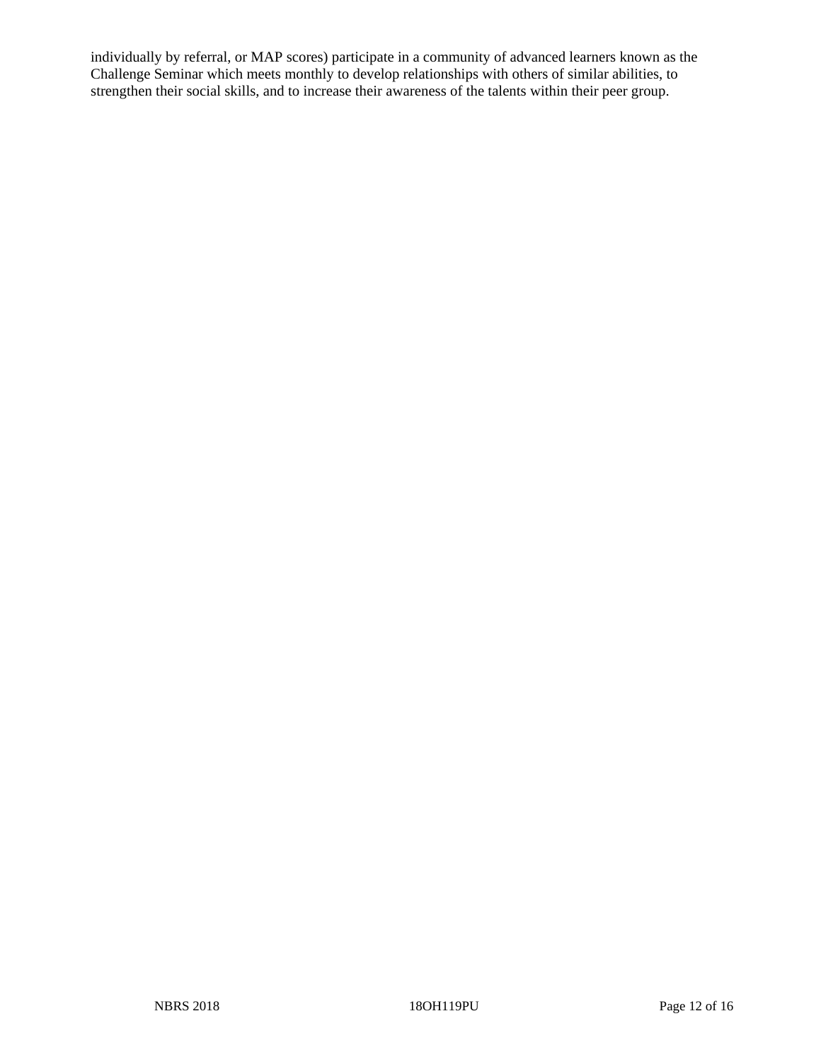individually by referral, or MAP scores) participate in a community of advanced learners known as the Challenge Seminar which meets monthly to develop relationships with others of similar abilities, to strengthen their social skills, and to increase their awareness of the talents within their peer group.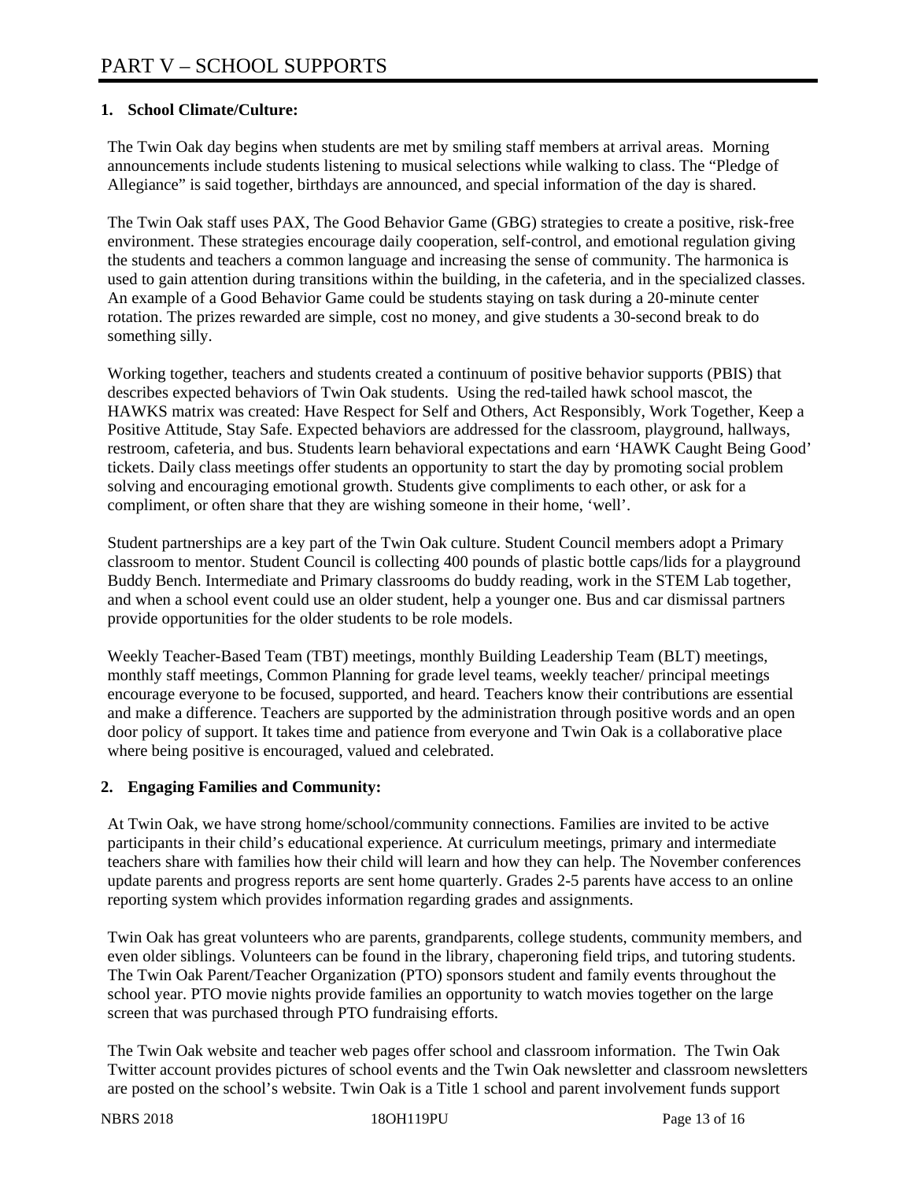# PART V – SCHOOL SUPPORTS

**1. School Climate/Culture:**

The Twin Oak day begins when students are met by smiling staff members at arrival areas. Morning announcements include students listening to musical selections while walking to class. The "Pledge of Allegiance" is said together, birthdays are announced, and special information of the day is shared.

The Twin Oak staff uses PAX, The Good Behavior Game (GBG) strategies to create a positive, risk-free environment. These strategies encourage daily cooperation, self-control, and emotional regulation giving the students and teachers a common language and increasing the sense of community. The harmonica is used to gain attention during transitions within the building, in the cafeteria, and in the specialized classes. An example of a Good Behavior Game could be students staying on task during a 20-minute center rotation. The prizes rewarded are simple, cost no money, and give students a 30-second break to do something silly.

Working together, teachers and students created a continuum of positive behavior supports (PBIS) that describes expected behaviors of Twin Oak students. Using the red-tailed hawk school mascot, the HAWKS matrix was created: Have Respect for Self and Others, Act Responsibly, Work Together, Keep a Positive Attitude, Stay Safe. Expected behaviors are addressed for the classroom, playground, hallways, restroom, cafeteria, and bus. Students learn behavioral expectations and earn 'HAWK Caught Being Good' tickets. Daily class meetings offer students an opportunity to start the day by promoting social problem solving and encouraging emotional growth. Students give compliments to each other, or ask for a compliment, or often share that they are wishing someone in their home, 'well'.

Student partnerships are a key part of the Twin Oak culture. Student Council members adopt a Primary classroom to mentor. Student Council is collecting 400 pounds of plastic bottle caps/lids for a playground Buddy Bench. Intermediate and Primary classrooms do buddy reading, work in the STEM Lab together, and when a school event could use an older student, help a younger one. Bus and car dismissal partners provide opportunities for the older students to be role models.

Weekly Teacher-Based Team (TBT) meetings, monthly Building Leadership Team (BLT) meetings, monthly staff meetings, Common Planning for grade level teams, weekly teacher/ principal meetings encourage everyone to be focused, supported, and heard. Teachers know their contributions are essential and make a difference. Teachers are supported by the administration through positive words and an open door policy of support. It takes time and patience from everyone and Twin Oak is a collaborative place where being positive is encouraged, valued and celebrated.

**2. Engaging Families and Community:**

At Twin Oak, we have strong home/school/community connections. Families are invited to be active participants in their child's educational experience. At curriculum meetings, primary and intermediate teachers share with families how their child will learn and how they can help. The November conferences update parents and progress reports are sent home quarterly. Grades 2-5 parents have access to an online reporting system which provides information regarding grades and assignments.

Twin Oak has great volunteers who are parents, grandparents, college students, community members, and even older siblings. Volunteers can be found in the library, chaperoning field trips, and tutoring students. The Twin Oak Parent/Teacher Organization (PTO) sponsors student and family events throughout the school year. PTO movie nights provide families an opportunity to watch movies together on the large screen that was purchased through PTO fundraising efforts.

The Twin Oak website and teacher web pages offer school and classroom information. The Twin Oak Twitter account provides pictures of school events and the Twin Oak newsletter and classroom newsletters are posted on the school's website. Twin Oak is a Title 1 school and parent involvement funds support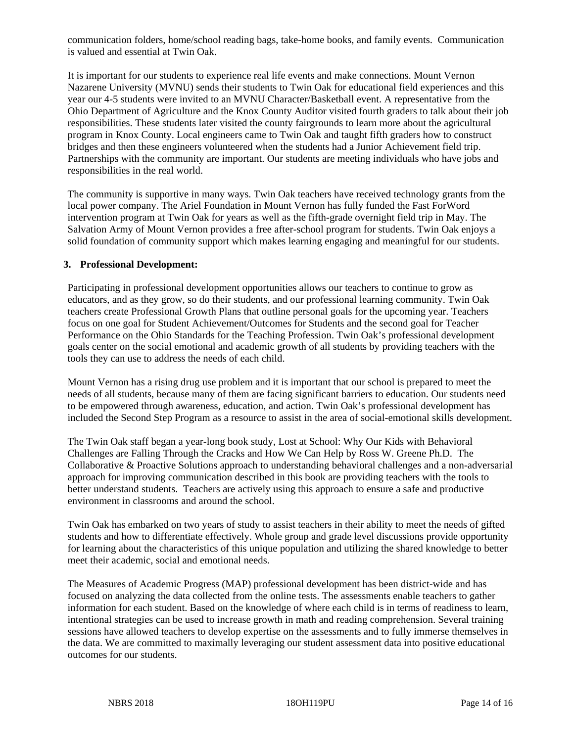communication folders, home/school reading bags, take-home books, and family events. Communication is valued and essential at Twin Oak.

It is important for our students to experience real life events and make connections. Mount Vernon Nazarene University (MVNU) sends their students to Twin Oak for educational field experiences and this year our 4-5 students were invited to an MVNU Character/Basketball event. A representative from the Ohio Department of Agriculture and the Knox County Auditor visited fourth graders to talk about their job responsibilities. These students later visited the county fairgrounds to learn more about the agricultural program in Knox County. Local engineers came to Twin Oak and taught fifth graders how to construct bridges and then these engineers volunteered when the students had a Junior Achievement field trip. Partnerships with the community are important. Our students are meeting individuals who have jobs and responsibilities in the real world.

The community is supportive in many ways. Twin Oak teachers have received technology grants from the local power company. The Ariel Foundation in Mount Vernon has fully funded the Fast ForWord intervention program at Twin Oak for years as well as the fifth-grade overnight field trip in May. The Salvation Army of Mount Vernon provides a free after-school program for students. Twin Oak enjoys a solid foundation of community support which makes learning engaging and meaningful for our students.

### 3. Professional Development:

Participating in professional development opportunities allows our teachers to continue to grow as educators, and as they grow, so do their students, and our professional learning community. Twin Oak teachers create Professional Growth Plans that outline personal goals for the upcoming year. Teachers focus on one goal for Student Achievement/Outcomes for Students and the second goal for Teacher Performance on the Ohio Standards for the Teaching Profession. Twin Oak's professional development goals center on the social emotional and academic growth of all students by providing teachers with the tools they can use to address the needs of each child.

Mount Vernon has a rising drug use problem and it is important that our school is prepared to meet the needs of all students, because many of them are facing significant barriers to education. Our students need to be empowered through awareness, education, and action. Twin Oak's professional development has included the Second Step Program as a resource to assist in the area of social-emotional skills development.

The Twin Oak staff began a year-long book study, Lost at School: Why Our Kids with Behavioral Challenges are Falling Through the Cracks and How We Can Help by Ross W. Greene Ph.D. The Collaborative & Proactive Solutions approach to understanding behavioral challenges and a non-adversarial approach for improving communication described in this book are providing teachers with the tools to better understand students. Teachers are actively using this approach to ensure a safe and productive environment in classrooms and around the school.

Twin Oak has embarked on two years of study to assist teachers in their ability to meet the needs of gifted students and how to differentiate effectively. Whole group and grade level discussions provide opportunity for learning about the characteristics of this unique population and utilizing the shared knowledge to better meet their academic, social and emotional needs.

The Measures of Academic Progress (MAP) professional development has been district-wide and has focused on analyzing the data collected from the online tests. The assessments enable teachers to gather information for each student. Based on the knowledge of where each child is in terms of readiness to learn, intentional strategies can be used to increase growth in math and reading comprehension. Several training sessions have allowed teachers to develop expertise on the assessments and to fully immerse themselves in the data. We are committed to maximally leveraging our student assessment data into positive educational outcomes for our students.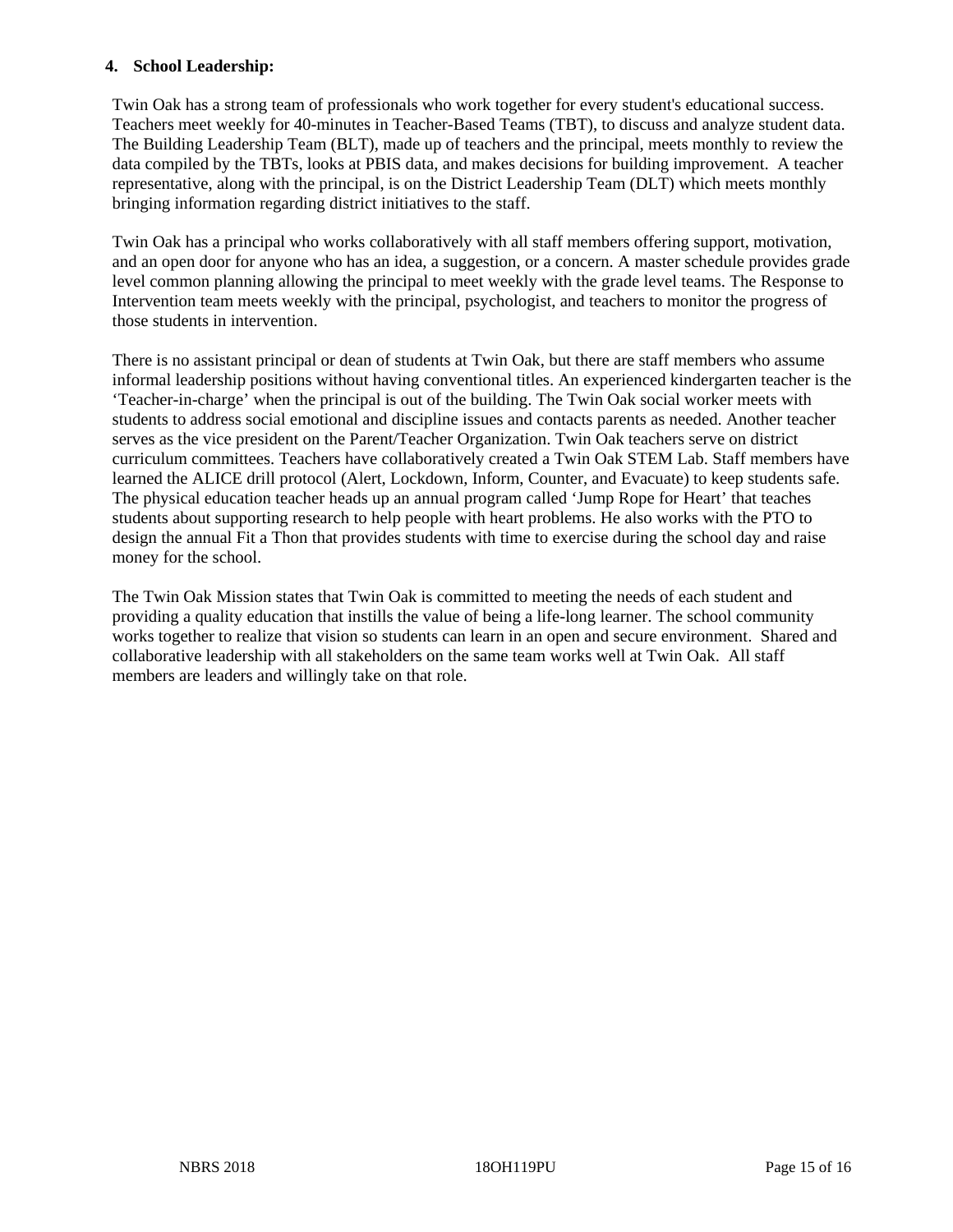**4. School Leadership:**

Twin Oak has a strong team of professionals who work together for every student's educational success. Teachers meet weekly for 40-minutes in Teacher-Based Teams (TBT), to discuss and analyze student data. The Building Leadership Team (BLT), made up of teachers and the principal, meets monthly to review the data compiled by the TBTs, looks at PBIS data, and makes decisions for building improvement. A teacher representative, along with the principal, is on the District Leadership Team (DLT) which meets monthly bringing information regarding district initiatives to the staff.

Twin Oak has a principal who works collaboratively with all staff members offering support, motivation, and an open door for anyone who has an idea, a suggestion, or a concern. A master schedule provides grade level common planning allowing the principal to meet weekly with the grade level teams. The Response to Intervention team meets weekly with the principal, psychologist, and teachers to monitor the progress of those students in intervention.

There is no assistant principal or dean of students at Twin Oak, but there are staff members who assume informal leadership positions without having conventional titles. An experienced kindergarten teacher is the ‘Teacher-in-charge’ when the principal is out of the building. The Twin Oak social worker meets with students to address social emotional and discipline issues and contacts parents as needed. Another teacher serves as the vice president on the Parent/Teacher Organization. Twin Oak teachers serve on district curriculum committees. Teachers have collaboratively created a Twin Oak STEM Lab. Staff members have learned the ALICE drill protocol (Alert, Lockdown, Inform, Counter, and Evacuate) to keep students safe. The physical education teacher heads up an annual program called ‘Jump Rope for Heart’ that teaches students about supporting research to help people with heart problems. He also works with the PTO to design the annual Fit a Thon that provides students with time to exercise during the school day and raise money for the school.

The Twin Oak Mission states that Twin Oak is committed to meeting the needs of each student and providing a quality education that instills the value of being a life-long learner. The school community works together to realize that vision so students can learn in an open and secure environment. Shared and collaborative leadership with all stakeholders on the same team works well at Twin Oak. All staff members are leaders and willingly take on that role.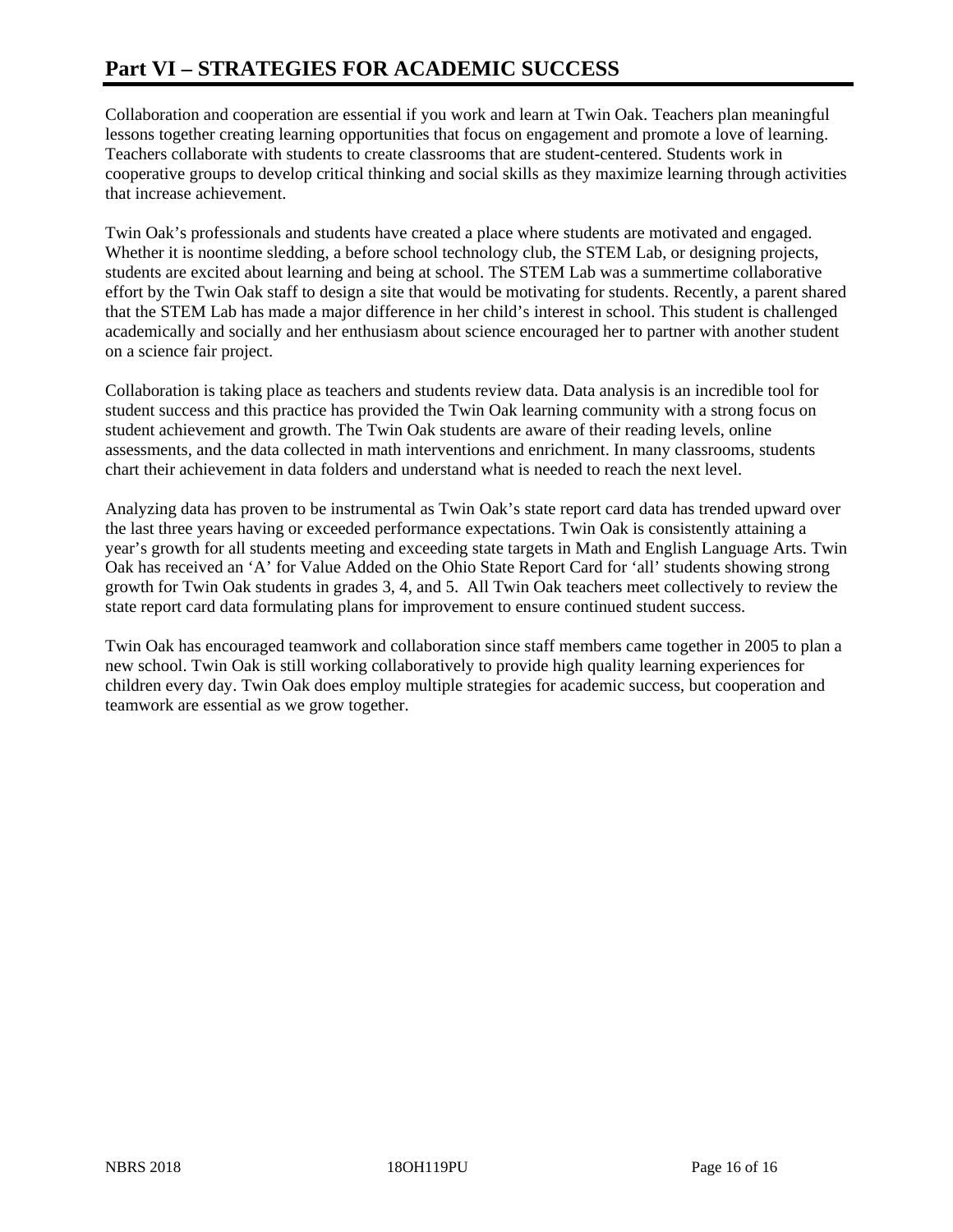# Part VI – STRATEGIES FOR ACADEMIC SUCCESS

Collaboration and cooperation are essential if you work and learn at Twin Oak. Teachers plan meaningful lessons together creating learning opportunities that focus on engagement and promote a love of learning. Teachers collaborate with students to create classrooms that are student-centered. Students work in cooperative groups to develop critical thinking and social skills as they maximize learning through activities that increase achievement.

Twin Oak's professionals and students have created a place where students are motivated and engaged. Whether it is noontime sledding, a before school technology club, the STEM Lab, or designing projects, students are excited about learning and being at school. The STEM Lab was a summertime collaborative effort by the Twin Oak staff to design a site that would be motivating for students. Recently, a parent shared that the STEM Lab has made a major difference in her child's interest in school. This student is challenged academically and socially and her enthusiasm about science encouraged her to partner with another student on a science fair project.

Collaboration is taking place as teachers and students review data. Data analysis is an incredible tool for student success and this practice has provided the Twin Oak learning community with a strong focus on student achievement and growth. The Twin Oak students are aware of their reading levels, online assessments, and the data collected in math interventions and enrichment. In many classrooms, students chart their achievement in data folders and understand what is needed to reach the next level.

Analyzing data has proven to be instrumental as Twin Oak's state report card data has trended upward over the last three years having or exceeded performance expectations. Twin Oak is consistently attaining a year's growth for all students meeting and exceeding state targets in Math and English Language Arts. Twin Oak has received an 'A' for Value Added on the Ohio State Report Card for 'all' students showing strong growth for Twin Oak students in grades 3, 4, and 5. All Twin Oak teachers meet collectively to review the state report card data formulating plans for improvement to ensure continued student success.

Twin Oak has encouraged teamwork and collaboration since staff members came together in 2005 to plan a new school. Twin Oak is still working collaboratively to provide high quality learning experiences for children every day. Twin Oak does employ multiple strategies for academic success, but cooperation and teamwork are essential as we grow together.